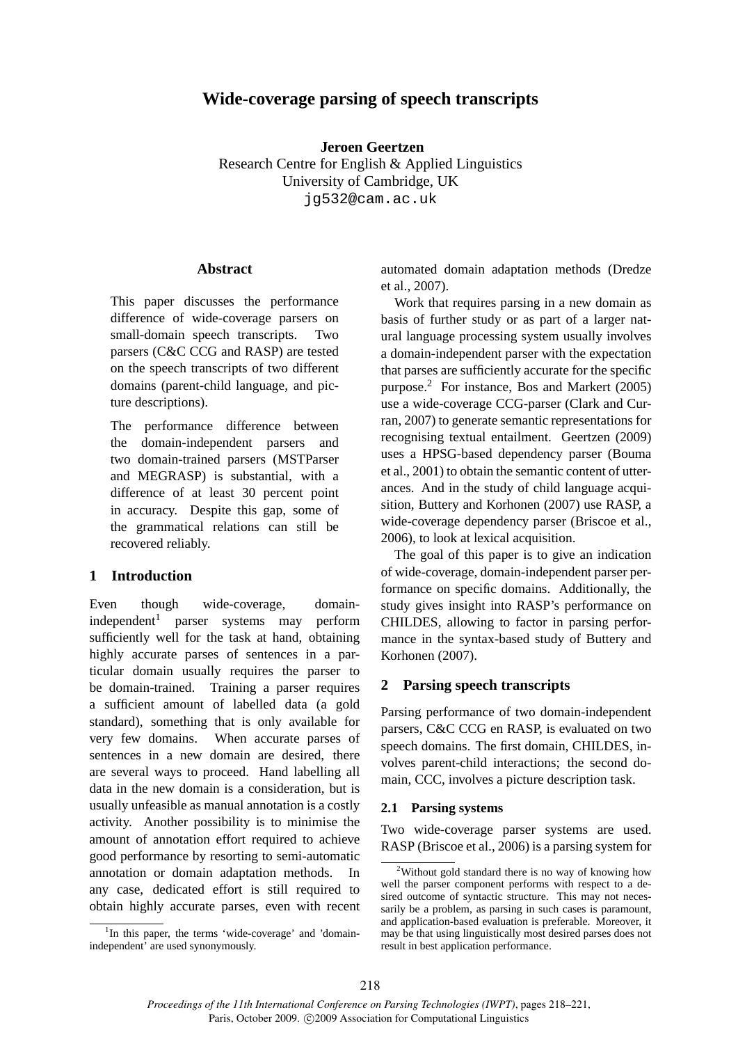# Wide-coverage parsing of speech transcripts

**Jeroen Geertzen**
Research Centre for English & Applied Linguistics
University of Cambridge, UK
jg532@cam.ac.uk

## Abstract

This paper discusses the performance difference of wide-coverage parsers on small-domain speech transcripts. Two parsers (C&C CCG and RASP) are tested on the speech transcripts of two different domains (parent-child language, and picture descriptions).

The performance difference between the domain-independent parsers and two domain-trained parsers (MSTParser and MEGRASP) is substantial, with a difference of at least 30 percent point in accuracy. Despite this gap, some of the grammatical relations can still be recovered reliably.

## 1 Introduction

Even though wide-coverage, domain-independent[1] parser systems may perform sufficiently well for the task at hand, obtaining highly accurate parses of sentences in a particular domain usually requires the parser to be domain-trained. Training a parser requires a sufficient amount of labelled data (a gold standard), something that is only available for very few domains. When accurate parses of sentences in a new domain are desired, there are several ways to proceed. Hand labelling all data in the new domain is a consideration, but is usually unfeasible as manual annotation is a costly activity. Another possibility is to minimise the amount of annotation effort required to achieve good performance by resorting to semi-automatic annotation or domain adaptation methods. In any case, dedicated effort is still required to obtain highly accurate parses, even with recent automated domain adaptation methods (Dredze et al., 2007).

Work that requires parsing in a new domain as basis of further study or as part of a larger natural language processing system usually involves a domain-independent parser with the expectation that parses are sufficiently accurate for the specific purpose.[2] For instance, Bos and Markert (2005) use a wide-coverage CCG-parser (Clark and Curran, 2007) to generate semantic representations for recognising textual entailment. Geertzen (2009) uses a HPSG-based dependency parser (Bouma et al., 2001) to obtain the semantic content of utterances. And in the study of child language acquisition, Buttery and Korhonen (2007) use RASP, a wide-coverage dependency parser (Briscoe et al., 2006), to look at lexical acquisition.

The goal of this paper is to give an indication of wide-coverage, domain-independent parser performance on specific domains. Additionally, the study gives insight into RASP's performance on CHILDES, allowing to factor in parsing performance in the syntax-based study of Buttery and Korhonen (2007).

## 2 Parsing speech transcripts

Parsing performance of two domain-independent parsers, C&C CCG en RASP, is evaluated on two speech domains. The first domain, CHILDES, involves parent-child interactions; the second domain, CCC, involves a picture description task.

### 2.1 Parsing systems

Two wide-coverage parser systems are used. RASP (Briscoe et al., 2006) is a parsing system for

---

[1] In this paper, the terms 'wide-coverage' and 'domain-independent' are used synonymously.

[2] Without gold standard there is no way of knowing how well the parser component performs with respect to a desired outcome of syntactic structure. This may not necessarily be a problem, as parsing in such cases is paramount, and application-based evaluation is preferable. Moreover, it may be that using linguistically most desired parses does not result in best application performance.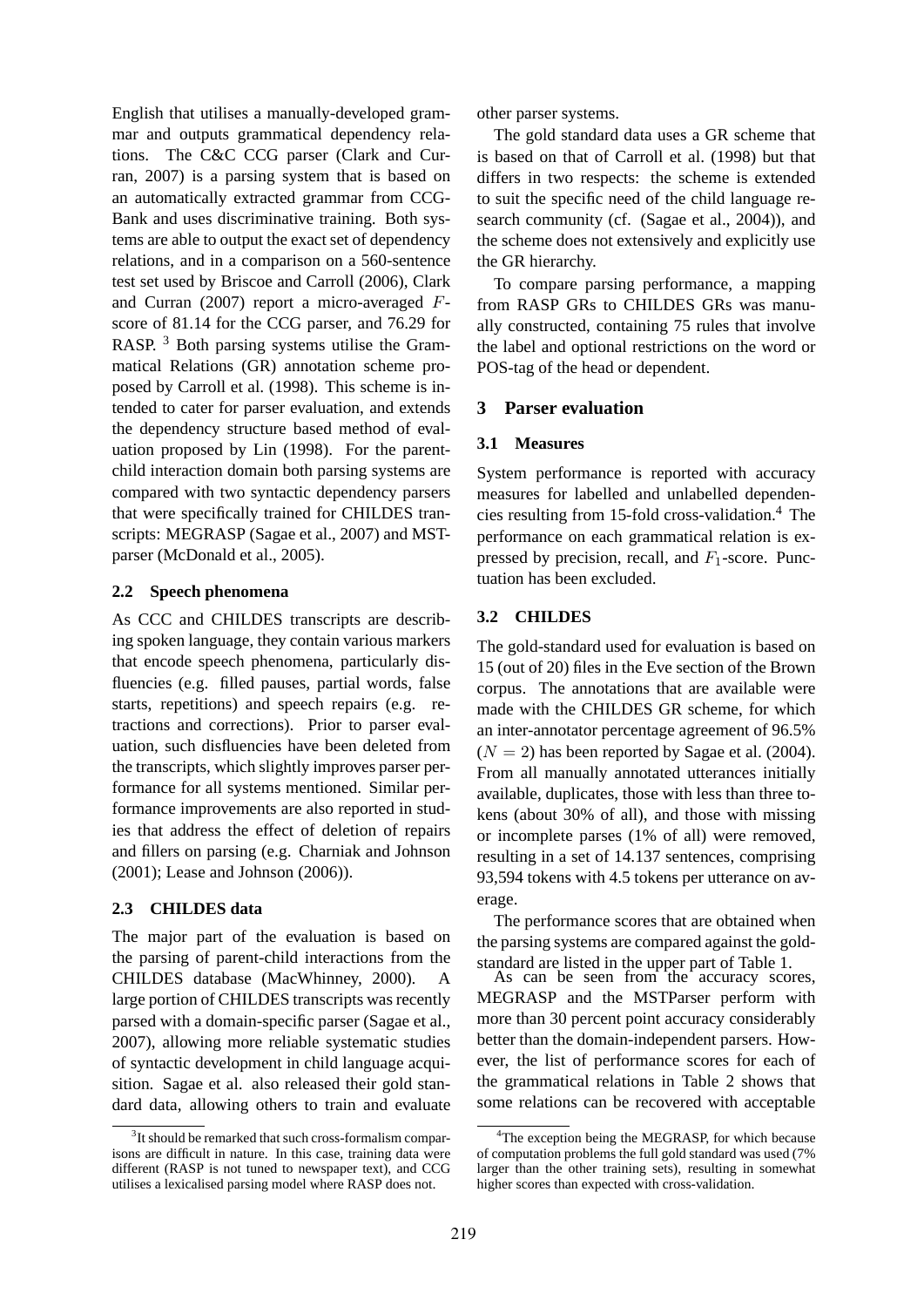English that utilises a manually-developed grammar and outputs grammatical dependency relations. The C&C CCG parser (Clark and Curran, 2007) is a parsing system that is based on an automatically extracted grammar from CCG-Bank and uses discriminative training. Both systems are able to output the exact set of dependency relations, and in a comparison on a 560-sentence test set used by Briscoe and Carroll (2006), Clark and Curran (2007) report a micro-averaged $F$-score of 81.14 for the CCG parser, and 76.29 for RASP. [3] Both parsing systems utilise the Grammatical Relations (GR) annotation scheme proposed by Carroll et al. (1998). This scheme is intended to cater for parser evaluation, and extends the dependency structure based method of evaluation proposed by Lin (1998). For the parent-child interaction domain both parsing systems are compared with two syntactic dependency parsers that were specifically trained for CHILDES transcripts: MEGRASP (Sagae et al., 2007) and MST-parser (McDonald et al., 2005).

## 2.2 Speech phenomena

As CCC and CHILDES transcripts are describing spoken language, they contain various markers that encode speech phenomena, particularly disfluencies (e.g. filled pauses, partial words, false starts, repetitions) and speech repairs (e.g. retractions and corrections). Prior to parser evaluation, such disfluencies have been deleted from the transcripts, which slightly improves parser performance for all systems mentioned. Similar performance improvements are also reported in studies that address the effect of deletion of repairs and fillers on parsing (e.g. Charniak and Johnson (2001); Lease and Johnson (2006)).

## 2.3 CHILDES data

The major part of the evaluation is based on the parsing of parent-child interactions from the CHILDES database (MacWhinney, 2000). A large portion of CHILDES transcripts was recently parsed with a domain-specific parser (Sagae et al., 2007), allowing more reliable systematic studies of syntactic development in child language acquisition. Sagae et al. also released their gold standard data, allowing others to train and evaluate other parser systems.

The gold standard data uses a GR scheme that is based on that of Carroll et al. (1998) but that differs in two respects: the scheme is extended to suit the specific need of the child language research community (cf. (Sagae et al., 2004)), and the scheme does not extensively and explicitly use the GR hierarchy.

To compare parsing performance, a mapping from RASP GRs to CHILDES GRs was manually constructed, containing 75 rules that involve the label and optional restrictions on the word or POS-tag of the head or dependent.

# 3 Parser evaluation

## 3.1 Measures

System performance is reported with accuracy measures for labelled and unlabelled dependencies resulting from 15-fold cross-validation.[4] The performance on each grammatical relation is expressed by precision, recall, and $F_1$-score. Punctuation has been excluded.

## 3.2 CHILDES

The gold-standard used for evaluation is based on 15 (out of 20) files in the Eve section of the Brown corpus. The annotations that are available were made with the CHILDES GR scheme, for which an inter-annotator percentage agreement of 96.5% ($N = 2$) has been reported by Sagae et al. (2004). From all manually annotated utterances initially available, duplicates, those with less than three tokens (about 30% of all), and those with missing or incomplete parses (1% of all) were removed, resulting in a set of 14.137 sentences, comprising 93,594 tokens with 4.5 tokens per utterance on average.

The performance scores that are obtained when the parsing systems are compared against the gold-standard are listed in the upper part of Table 1.

As can be seen from the accuracy scores, MEGRASP and the MSTParser perform with more than 30 percent point accuracy considerably better than the domain-independent parsers. However, the list of performance scores for each of the grammatical relations in Table 2 shows that some relations can be recovered with acceptable

[3] It should be remarked that such cross-formalism comparisons are difficult in nature. In this case, training data were different (RASP is not tuned to newspaper text), and CCG utilises a lexicalised parsing model where RASP does not.

[4] The exception being the MEGRASP, for which because of computation problems the full gold standard was used (7% larger than the other training sets), resulting in somewhat higher scores than expected with cross-validation.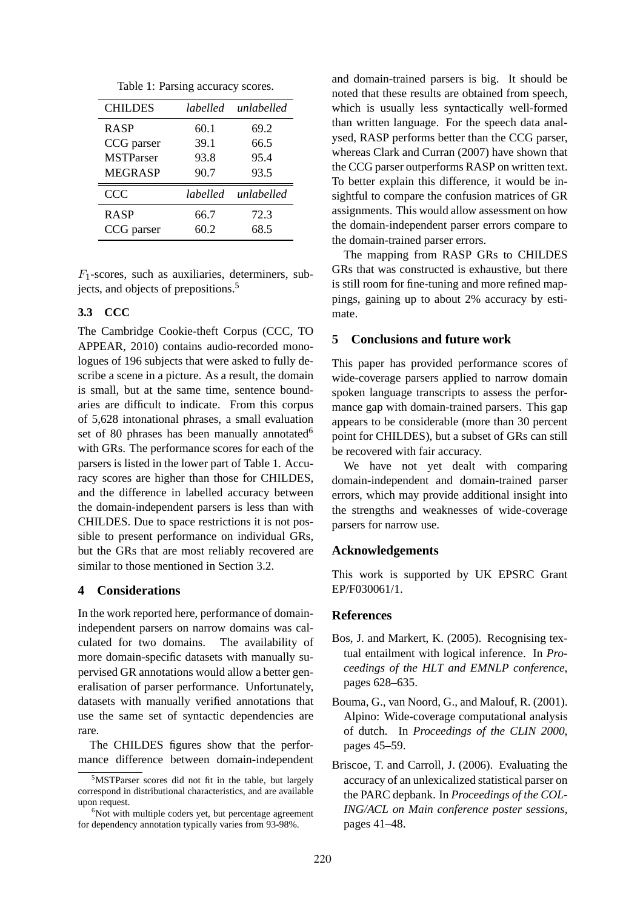Table 1: Parsing accuracy scores.

| CHILDES | *labelled* | *unlabelled* |
|---|---|---|
| RASP | 60.1 | 69.2 |
| CCG parser | 39.1 | 66.5 |
| MSTParser | 93.8 | 95.4 |
| MEGRASP | 90.7 | 93.5 |
| **CCC** | *labelled* | *unlabelled* |
| RASP | 66.7 | 72.3 |
| CCG parser | 60.2 | 68.5 |

$F_1$-scores, such as auxiliaries, determiners, subjects, and objects of prepositions.[5]

### 3.3 CCC

The Cambridge Cookie-theft Corpus (CCC, TO APPEAR, 2010) contains audio-recorded monologues of 196 subjects that were asked to fully describe a scene in a picture. As a result, the domain is small, but at the same time, sentence boundaries are difficult to indicate. From this corpus of 5,628 intonational phrases, a small evaluation set of 80 phrases has been manually annotated[6] with GRs. The performance scores for each of the parsers is listed in the lower part of Table 1. Accuracy scores are higher than those for CHILDES, and the difference in labelled accuracy between the domain-independent parsers is less than with CHILDES. Due to space restrictions it is not possible to present performance on individual GRs, but the GRs that are most reliably recovered are similar to those mentioned in Section 3.2.

## 4 Considerations

In the work reported here, performance of domain-independent parsers on narrow domains was calculated for two domains. The availability of more domain-specific datasets with manually supervised GR annotations would allow a better generalisation of parser performance. Unfortunately, datasets with manually verified annotations that use the same set of syntactic dependencies are rare.

The CHILDES figures show that the performance difference between domain-independent and domain-trained parsers is big. It should be noted that these results are obtained from speech, which is usually less syntactically well-formed than written language. For the speech data analysed, RASP performs better than the CCG parser, whereas Clark and Curran (2007) have shown that the CCG parser outperforms RASP on written text. To better explain this difference, it would be insightful to compare the confusion matrices of GR assignments. This would allow assessment on how the domain-independent parser errors compare to the domain-trained parser errors.

The mapping from RASP GRs to CHILDES GRs that was constructed is exhaustive, but there is still room for fine-tuning and more refined mappings, gaining up to about 2% accuracy by estimate.

## 5 Conclusions and future work

This paper has provided performance scores of wide-coverage parsers applied to narrow domain spoken language transcripts to assess the performance gap with domain-trained parsers. This gap appears to be considerable (more than 30 percent point for CHILDES), but a subset of GRs can still be recovered with fair accuracy.

We have not yet dealt with comparing domain-independent and domain-trained parser errors, which may provide additional insight into the strengths and weaknesses of wide-coverage parsers for narrow use.

## Acknowledgements

This work is supported by UK EPSRC Grant EP/F030061/1.

## References

Bos, J. and Markert, K. (2005). Recognising textual entailment with logical inference. In *Proceedings of the HLT and EMNLP conference*, pages 628–635.

Bouma, G., van Noord, G., and Malouf, R. (2001). Alpino: Wide-coverage computational analysis of dutch. In *Proceedings of the CLIN 2000*, pages 45–59.

Briscoe, T. and Carroll, J. (2006). Evaluating the accuracy of an unlexicalized statistical parser on the PARC depbank. In *Proceedings of the COLING/ACL on Main conference poster sessions*, pages 41–48.

---

[5] MSTParser scores did not fit in the table, but largely correspond in distributional characteristics, and are available upon request.

[6] Not with multiple coders yet, but percentage agreement for dependency annotation typically varies from 93-98%.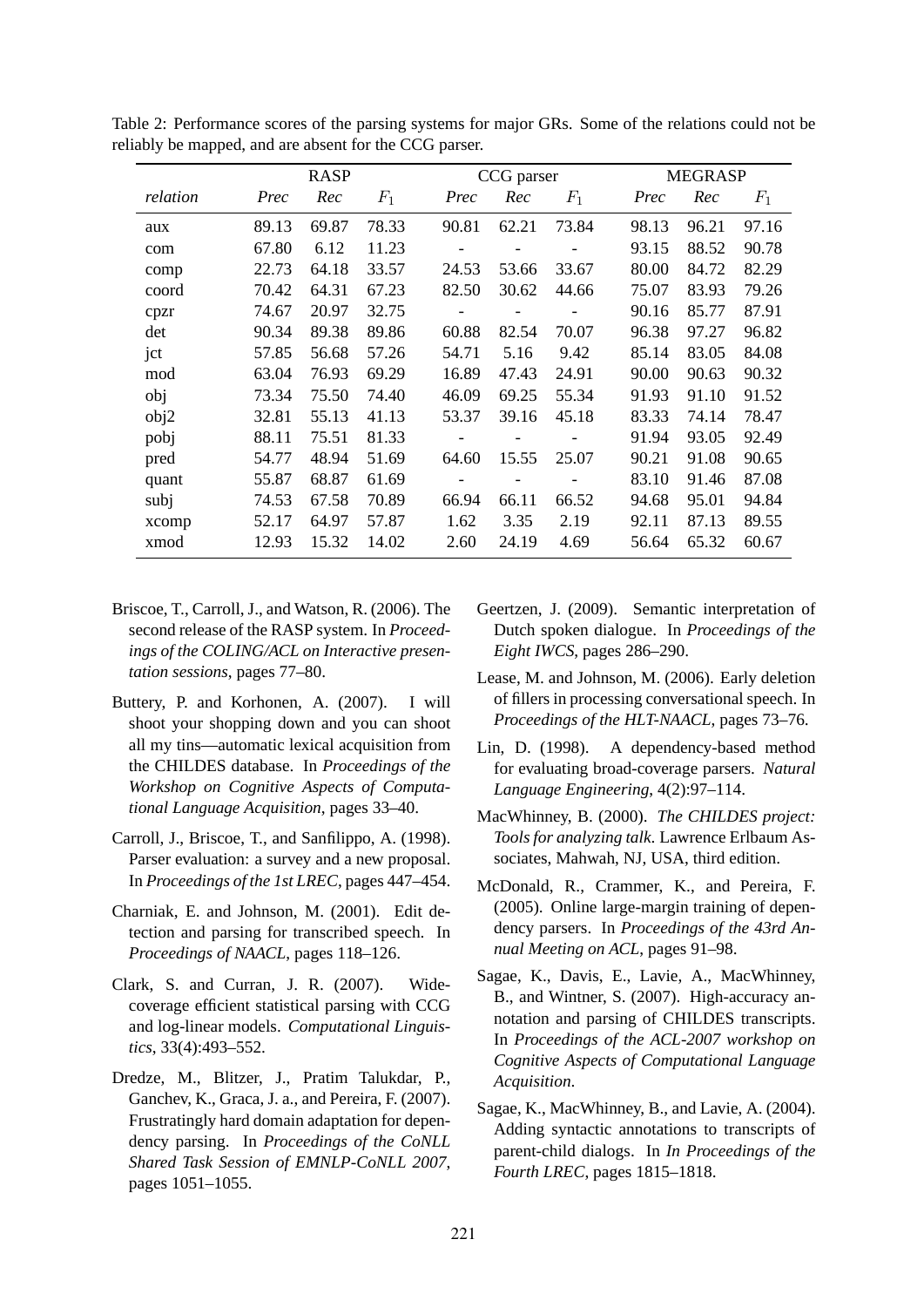Table 2: Performance scores of the parsing systems for major GRs. Some of the relations could not be reliably be mapped, and are absent for the CCG parser.

| | RASP | | | CCG parser | | | MEGRASP | | |
|---|---|---|---|---|---|---|---|---|---|
| *relation* | *Prec* | *Rec* | $F_1$ | *Prec* | *Rec* | $F_1$ | *Prec* | *Rec* | $F_1$ |
| aux | 89.13 | 69.87 | 78.33 | 90.81 | 62.21 | 73.84 | 98.13 | 96.21 | 97.16 |
| com | 67.80 | 6.12 | 11.23 | - | - | - | 93.15 | 88.52 | 90.78 |
| comp | 22.73 | 64.18 | 33.57 | 24.53 | 53.66 | 33.67 | 80.00 | 84.72 | 82.29 |
| coord | 70.42 | 64.31 | 67.23 | 82.50 | 30.62 | 44.66 | 75.07 | 83.93 | 79.26 |
| cpzr | 74.67 | 20.97 | 32.75 | - | - | - | 90.16 | 85.77 | 87.91 |
| det | 90.34 | 89.38 | 89.86 | 60.88 | 82.54 | 70.07 | 96.38 | 97.27 | 96.82 |
| jct | 57.85 | 56.68 | 57.26 | 54.71 | 5.16 | 9.42 | 85.14 | 83.05 | 84.08 |
| mod | 63.04 | 76.93 | 69.29 | 16.89 | 47.43 | 24.91 | 90.00 | 90.63 | 90.32 |
| obj | 73.34 | 75.50 | 74.40 | 46.09 | 69.25 | 55.34 | 91.93 | 91.10 | 91.52 |
| obj2 | 32.81 | 55.13 | 41.13 | 53.37 | 39.16 | 45.18 | 83.33 | 74.14 | 78.47 |
| pobj | 88.11 | 75.51 | 81.33 | - | - | - | 91.94 | 93.05 | 92.49 |
| pred | 54.77 | 48.94 | 51.69 | 64.60 | 15.55 | 25.07 | 90.21 | 91.08 | 90.65 |
| quant | 55.87 | 68.87 | 61.69 | - | - | - | 83.10 | 91.46 | 87.08 |
| subj | 74.53 | 67.58 | 70.89 | 66.94 | 66.11 | 66.52 | 94.68 | 95.01 | 94.84 |
| xcomp | 52.17 | 64.97 | 57.87 | 1.62 | 3.35 | 2.19 | 92.11 | 87.13 | 89.55 |
| xmod | 12.93 | 15.32 | 14.02 | 2.60 | 24.19 | 4.69 | 56.64 | 65.32 | 60.67 |

Briscoe, T., Carroll, J., and Watson, R. (2006). The second release of the RASP system. In *Proceedings of the COLING/ACL on Interactive presentation sessions*, pages 77–80.

Buttery, P. and Korhonen, A. (2007). I will shoot your shopping down and you can shoot all my tins—automatic lexical acquisition from the CHILDES database. In *Proceedings of the Workshop on Cognitive Aspects of Computational Language Acquisition*, pages 33–40.

Carroll, J., Briscoe, T., and Sanfilippo, A. (1998). Parser evaluation: a survey and a new proposal. In *Proceedings of the 1st LREC*, pages 447–454.

Charniak, E. and Johnson, M. (2001). Edit detection and parsing for transcribed speech. In *Proceedings of NAACL*, pages 118–126.

Clark, S. and Curran, J. R. (2007). Wide-coverage efficient statistical parsing with CCG and log-linear models. *Computational Linguistics*, 33(4):493–552.

Dredze, M., Blitzer, J., Pratim Talukdar, P., Ganchev, K., Graca, J. a., and Pereira, F. (2007). Frustratingly hard domain adaptation for dependency parsing. In *Proceedings of the CoNLL Shared Task Session of EMNLP-CoNLL 2007*, pages 1051–1055.

Geertzen, J. (2009). Semantic interpretation of Dutch spoken dialogue. In *Proceedings of the Eight IWCS*, pages 286–290.

Lease, M. and Johnson, M. (2006). Early deletion of fillers in processing conversational speech. In *Proceedings of the HLT-NAACL*, pages 73–76.

Lin, D. (1998). A dependency-based method for evaluating broad-coverage parsers. *Natural Language Engineering*, 4(2):97–114.

MacWhinney, B. (2000). *The CHILDES project: Tools for analyzing talk*. Lawrence Erlbaum Associates, Mahwah, NJ, USA, third edition.

McDonald, R., Crammer, K., and Pereira, F. (2005). Online large-margin training of dependency parsers. In *Proceedings of the 43rd Annual Meeting on ACL*, pages 91–98.

Sagae, K., Davis, E., Lavie, A., MacWhinney, B., and Wintner, S. (2007). High-accuracy annotation and parsing of CHILDES transcripts. In *Proceedings of the ACL-2007 workshop on Cognitive Aspects of Computational Language Acquisition*.

Sagae, K., MacWhinney, B., and Lavie, A. (2004). Adding syntactic annotations to transcripts of parent-child dialogs. In *In Proceedings of the Fourth LREC*, pages 1815–1818.